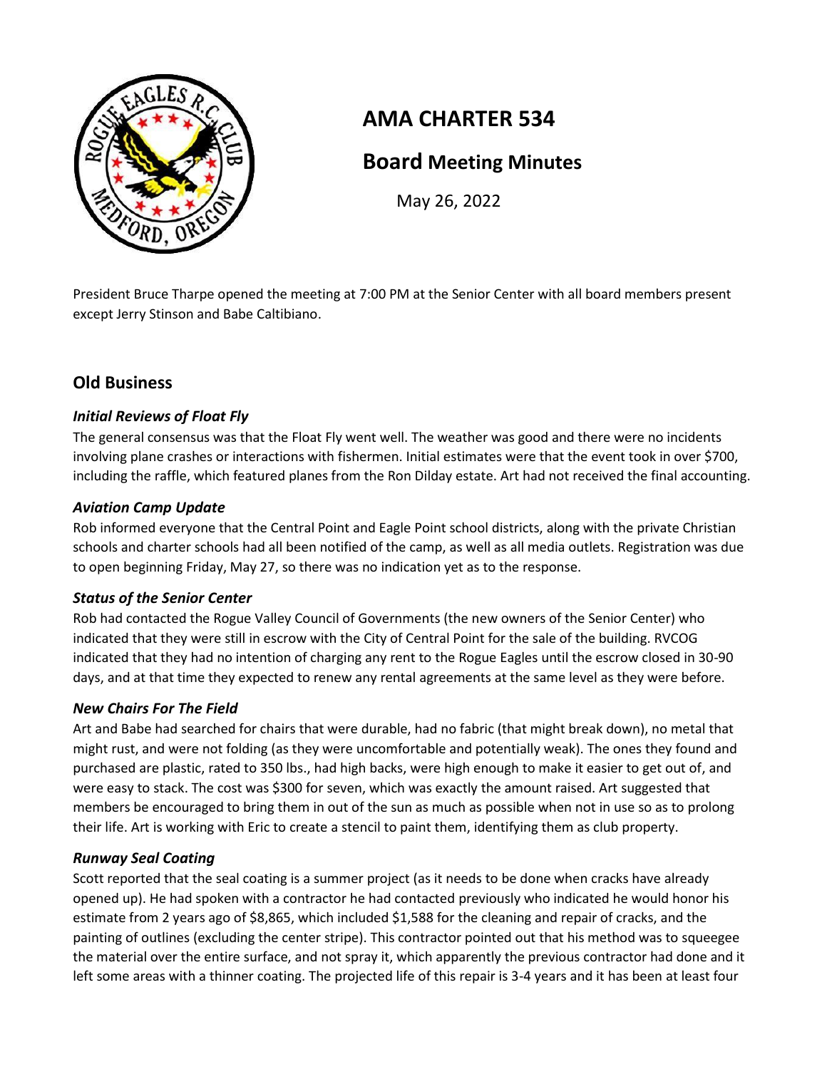# AMA CHARTER 534

## Board Meeting Minutes

May 26, 2022

President Bruce Tharpe opened the meeting at 7:00 PM at the Senior Center with all board members present except Jerry Stinson and Babe Caltibiano.

## Old Business

### *Initial Reviews of Float Fly*

The general consensus was that the Float Fly went well. The weather was good and there were no incidents involving plane crashes or interactions with fishermen. Initial estimates were that the event took in over $700, including the raffle, which featured planes from the Ron Dilday estate. Art had not received the final accounting.

### *Aviation Camp Update*

Rob informed everyone that the Central Point and Eagle Point school districts, along with the private Christian schools and charter schools had all been notified of the camp, as well as all media outlets. Registration was due to open beginning Friday, May 27, so there was no indication yet as to the response.

### *Status of the Senior Center*

Rob had contacted the Rogue Valley Council of Governments (the new owners of the Senior Center) who indicated that they were still in escrow with the City of Central Point for the sale of the building. RVCOG indicated that they had no intention of charging any rent to the Rogue Eagles until the escrow closed in 30-90 days, and at that time they expected to renew any rental agreements at the same level as they were before.

### *New Chairs For The Field*

Art and Babe had searched for chairs that were durable, had no fabric (that might break down), no metal that might rust, and were not folding (as they were uncomfortable and potentially weak). The ones they found and purchased are plastic, rated to 350 lbs., had high backs, were high enough to make it easier to get out of, and were easy to stack. The cost was $300 for seven, which was exactly the amount raised. Art suggested that members be encouraged to bring them in out of the sun as much as possible when not in use so as to prolong their life. Art is working with Eric to create a stencil to paint them, identifying them as club property.

### *Runway Seal Coating*

Scott reported that the seal coating is a summer project (as it needs to be done when cracks have already opened up). He had spoken with a contractor he had contacted previously who indicated he would honor his estimate from 2 years ago of $8,865, which included $1,588 for the cleaning and repair of cracks, and the painting of outlines (excluding the center stripe). This contractor pointed out that his method was to squeegee the material over the entire surface, and not spray it, which apparently the previous contractor had done and it left some areas with a thinner coating. The projected life of this repair is 3-4 years and it has been at least four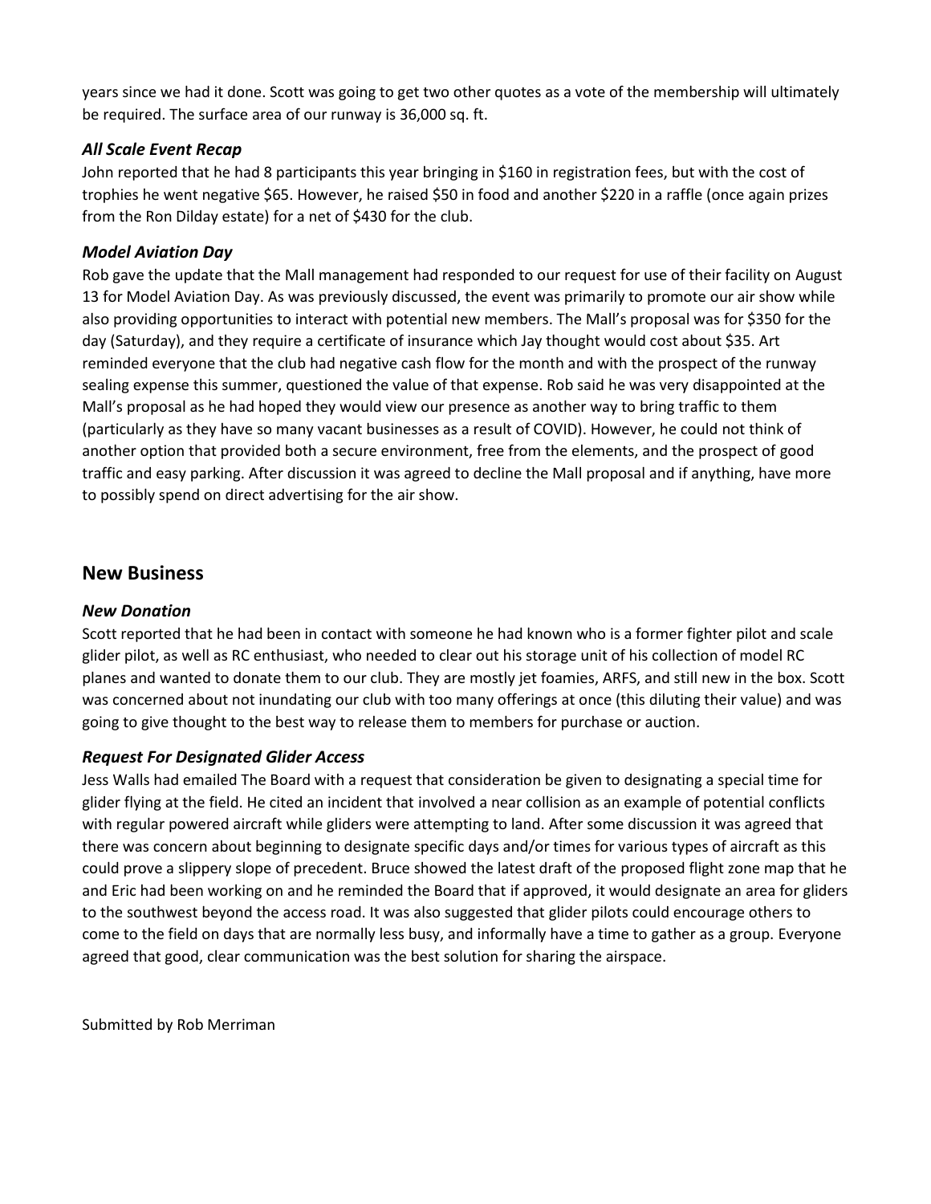years since we had it done. Scott was going to get two other quotes as a vote of the membership will ultimately be required. The surface area of our runway is 36,000 sq. ft.

### *All Scale Event Recap*

John reported that he had 8 participants this year bringing in $160 in registration fees, but with the cost of trophies he went negative $65. However, he raised $50 in food and another $220 in a raffle (once again prizes from the Ron Dilday estate) for a net of $430 for the club.

### *Model Aviation Day*

Rob gave the update that the Mall management had responded to our request for use of their facility on August 13 for Model Aviation Day. As was previously discussed, the event was primarily to promote our air show while also providing opportunities to interact with potential new members. The Mall's proposal was for $350 for the day (Saturday), and they require a certificate of insurance which Jay thought would cost about $35. Art reminded everyone that the club had negative cash flow for the month and with the prospect of the runway sealing expense this summer, questioned the value of that expense. Rob said he was very disappointed at the Mall's proposal as he had hoped they would view our presence as another way to bring traffic to them (particularly as they have so many vacant businesses as a result of COVID). However, he could not think of another option that provided both a secure environment, free from the elements, and the prospect of good traffic and easy parking. After discussion it was agreed to decline the Mall proposal and if anything, have more to possibly spend on direct advertising for the air show.

## New Business

### *New Donation*

Scott reported that he had been in contact with someone he had known who is a former fighter pilot and scale glider pilot, as well as RC enthusiast, who needed to clear out his storage unit of his collection of model RC planes and wanted to donate them to our club. They are mostly jet foamies, ARFS, and still new in the box. Scott was concerned about not inundating our club with too many offerings at once (this diluting their value) and was going to give thought to the best way to release them to members for purchase or auction.

### *Request For Designated Glider Access*

Jess Walls had emailed The Board with a request that consideration be given to designating a special time for glider flying at the field. He cited an incident that involved a near collision as an example of potential conflicts with regular powered aircraft while gliders were attempting to land. After some discussion it was agreed that there was concern about beginning to designate specific days and/or times for various types of aircraft as this could prove a slippery slope of precedent. Bruce showed the latest draft of the proposed flight zone map that he and Eric had been working on and he reminded the Board that if approved, it would designate an area for gliders to the southwest beyond the access road. It was also suggested that glider pilots could encourage others to come to the field on days that are normally less busy, and informally have a time to gather as a group. Everyone agreed that good, clear communication was the best solution for sharing the airspace.

Submitted by Rob Merriman